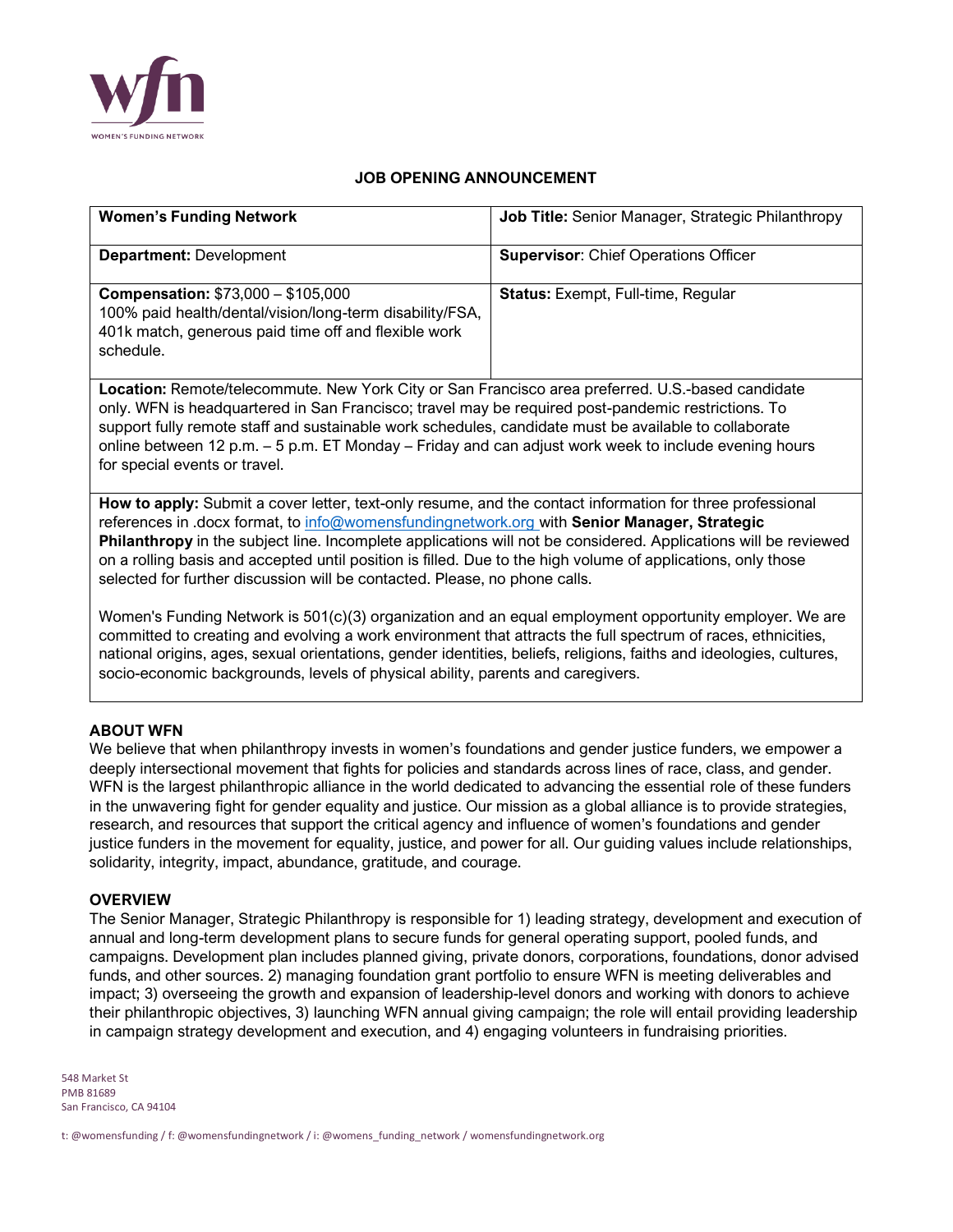**JOB OPENING ANNOUNCEMENT**

| **Women's Funding Network** | **Job Title:** Senior Manager, Strategic Philanthropy |
|---|---|
| **Department:** Development | **Supervisor**: Chief Operations Officer |
| **Compensation:** $73,000 – $105,000<br>100% paid health/dental/vision/long-term disability/FSA, 401k match, generous paid time off and flexible work schedule. | **Status:** Exempt, Full-time, Regular |

**Location:** Remote/telecommute. New York City or San Francisco area preferred. U.S.-based candidate only. WFN is headquartered in San Francisco; travel may be required post-pandemic restrictions. To support fully remote staff and sustainable work schedules, candidate must be available to collaborate online between 12 p.m. – 5 p.m. ET Monday – Friday and can adjust work week to include evening hours for special events or travel.

**How to apply:** Submit a cover letter, text-only resume, and the contact information for three professional references in .docx format, to info@womensfundingnetwork.org with **Senior Manager, Strategic Philanthropy** in the subject line. Incomplete applications will not be considered. Applications will be reviewed on a rolling basis and accepted until position is filled. Due to the high volume of applications, only those selected for further discussion will be contacted. Please, no phone calls.

Women's Funding Network is 501(c)(3) organization and an equal employment opportunity employer. We are committed to creating and evolving a work environment that attracts the full spectrum of races, ethnicities, national origins, ages, sexual orientations, gender identities, beliefs, religions, faiths and ideologies, cultures, socio-economic backgrounds, levels of physical ability, parents and caregivers.

## ABOUT WFN

We believe that when philanthropy invests in women's foundations and gender justice funders, we empower a deeply intersectional movement that fights for policies and standards across lines of race, class, and gender. WFN is the largest philanthropic alliance in the world dedicated to advancing the essential role of these funders in the unwavering fight for gender equality and justice. Our mission as a global alliance is to provide strategies, research, and resources that support the critical agency and influence of women's foundations and gender justice funders in the movement for equality, justice, and power for all. Our guiding values include relationships, solidarity, integrity, impact, abundance, gratitude, and courage.

## OVERVIEW

The Senior Manager, Strategic Philanthropy is responsible for 1) leading strategy, development and execution of annual and long-term development plans to secure funds for general operating support, pooled funds, and campaigns. Development plan includes planned giving, private donors, corporations, foundations, donor advised funds, and other sources. 2) managing foundation grant portfolio to ensure WFN is meeting deliverables and impact; 3) overseeing the growth and expansion of leadership-level donors and working with donors to achieve their philanthropic objectives, 3) launching WFN annual giving campaign; the role will entail providing leadership in campaign strategy development and execution, and 4) engaging volunteers in fundraising priorities.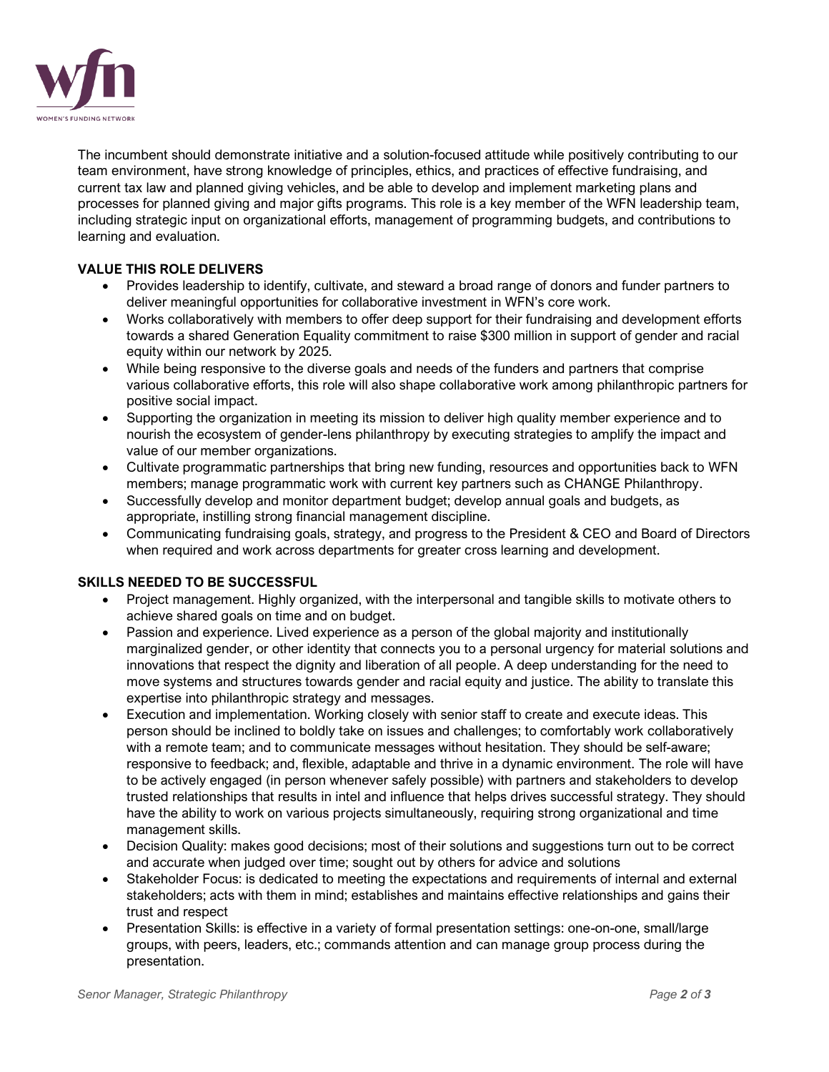The incumbent should demonstrate initiative and a solution-focused attitude while positively contributing to our team environment, have strong knowledge of principles, ethics, and practices of effective fundraising, and current tax law and planned giving vehicles, and be able to develop and implement marketing plans and processes for planned giving and major gifts programs. This role is a key member of the WFN leadership team, including strategic input on organizational efforts, management of programming budgets, and contributions to learning and evaluation.

**VALUE THIS ROLE DELIVERS**

- Provides leadership to identify, cultivate, and steward a broad range of donors and funder partners to deliver meaningful opportunities for collaborative investment in WFN's core work.
- Works collaboratively with members to offer deep support for their fundraising and development efforts towards a shared Generation Equality commitment to raise $300 million in support of gender and racial equity within our network by 2025.
- While being responsive to the diverse goals and needs of the funders and partners that comprise various collaborative efforts, this role will also shape collaborative work among philanthropic partners for positive social impact.
- Supporting the organization in meeting its mission to deliver high quality member experience and to nourish the ecosystem of gender-lens philanthropy by executing strategies to amplify the impact and value of our member organizations.
- Cultivate programmatic partnerships that bring new funding, resources and opportunities back to WFN members; manage programmatic work with current key partners such as CHANGE Philanthropy.
- Successfully develop and monitor department budget; develop annual goals and budgets, as appropriate, instilling strong financial management discipline.
- Communicating fundraising goals, strategy, and progress to the President & CEO and Board of Directors when required and work across departments for greater cross learning and development.

**SKILLS NEEDED TO BE SUCCESSFUL**

- Project management. Highly organized, with the interpersonal and tangible skills to motivate others to achieve shared goals on time and on budget.
- Passion and experience. Lived experience as a person of the global majority and institutionally marginalized gender, or other identity that connects you to a personal urgency for material solutions and innovations that respect the dignity and liberation of all people. A deep understanding for the need to move systems and structures towards gender and racial equity and justice. The ability to translate this expertise into philanthropic strategy and messages.
- Execution and implementation. Working closely with senior staff to create and execute ideas. This person should be inclined to boldly take on issues and challenges; to comfortably work collaboratively with a remote team; and to communicate messages without hesitation. They should be self-aware; responsive to feedback; and, flexible, adaptable and thrive in a dynamic environment. The role will have to be actively engaged (in person whenever safely possible) with partners and stakeholders to develop trusted relationships that results in intel and influence that helps drives successful strategy. They should have the ability to work on various projects simultaneously, requiring strong organizational and time management skills.
- Decision Quality: makes good decisions; most of their solutions and suggestions turn out to be correct and accurate when judged over time; sought out by others for advice and solutions
- Stakeholder Focus: is dedicated to meeting the expectations and requirements of internal and external stakeholders; acts with them in mind; establishes and maintains effective relationships and gains their trust and respect
- Presentation Skills: is effective in a variety of formal presentation settings: one-on-one, small/large groups, with peers, leaders, etc.; commands attention and can manage group process during the presentation.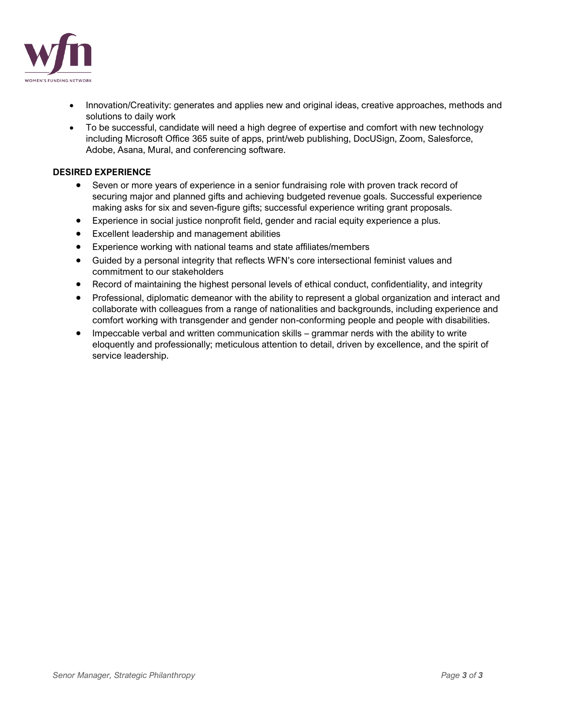- Innovation/Creativity: generates and applies new and original ideas, creative approaches, methods and solutions to daily work
- To be successful, candidate will need a high degree of expertise and comfort with new technology including Microsoft Office 365 suite of apps, print/web publishing, DocUSign, Zoom, Salesforce, Adobe, Asana, Mural, and conferencing software.

**DESIRED EXPERIENCE**

- Seven or more years of experience in a senior fundraising role with proven track record of securing major and planned gifts and achieving budgeted revenue goals. Successful experience making asks for six and seven-figure gifts; successful experience writing grant proposals.
- Experience in social justice nonprofit field, gender and racial equity experience a plus.
- Excellent leadership and management abilities
- Experience working with national teams and state affiliates/members
- Guided by a personal integrity that reflects WFN's core intersectional feminist values and commitment to our stakeholders
- Record of maintaining the highest personal levels of ethical conduct, confidentiality, and integrity
- Professional, diplomatic demeanor with the ability to represent a global organization and interact and collaborate with colleagues from a range of nationalities and backgrounds, including experience and comfort working with transgender and gender non-conforming people and people with disabilities.
- Impeccable verbal and written communication skills – grammar nerds with the ability to write eloquently and professionally; meticulous attention to detail, driven by excellence, and the spirit of service leadership.